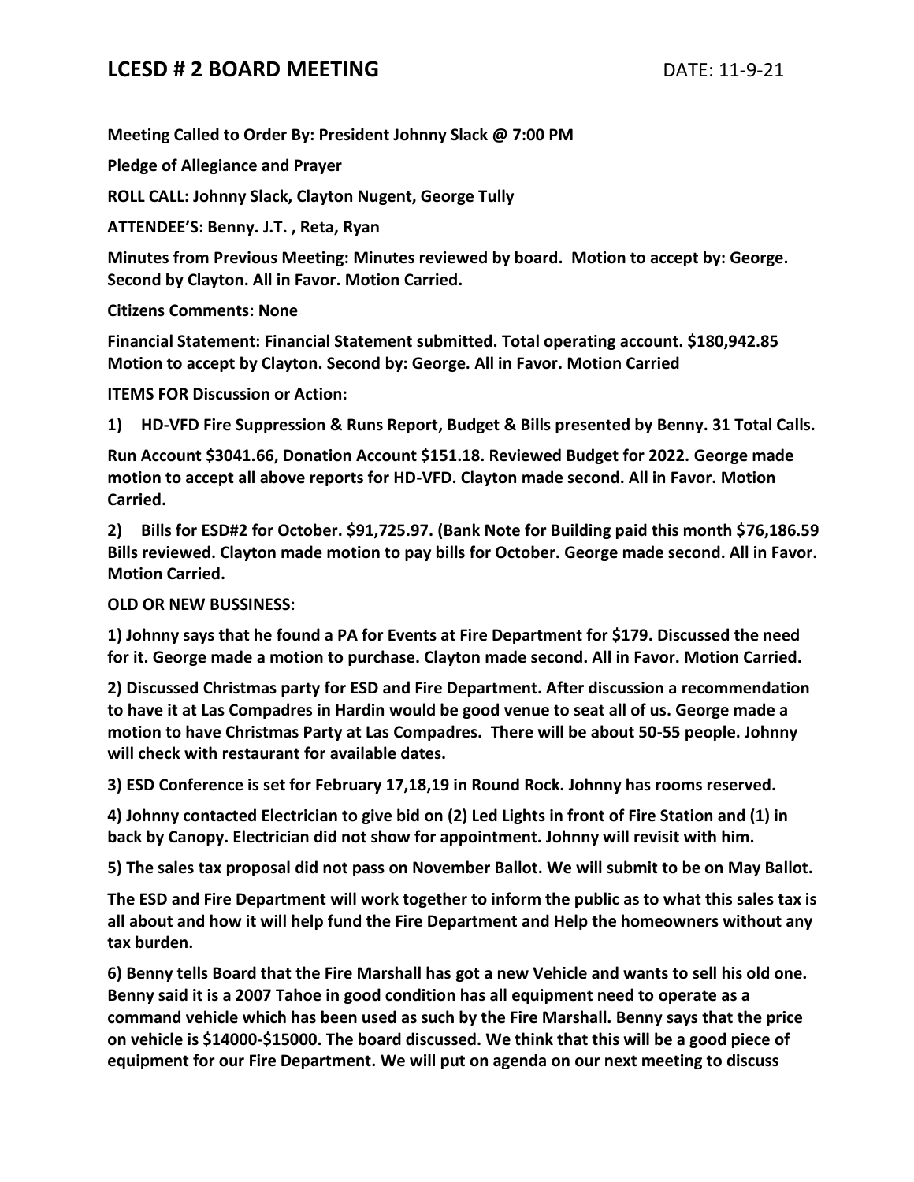# LCESD # 2 BOARD MEETING

DATE: 11-9-21

**Meeting Called to Order By: President Johnny Slack @ 7:00 PM**

**Pledge of Allegiance and Prayer**

**ROLL CALL: Johnny Slack, Clayton Nugent, George Tully**

**ATTENDEE'S: Benny. J.T. , Reta, Ryan**

**Minutes from Previous Meeting: Minutes reviewed by board. Motion to accept by: George. Second by Clayton. All in Favor. Motion Carried.**

**Citizens Comments: None**

**Financial Statement: Financial Statement submitted. Total operating account. $180,942.85 Motion to accept by Clayton. Second by: George. All in Favor. Motion Carried**

**ITEMS FOR Discussion or Action:**

**1) HD-VFD Fire Suppression & Runs Report, Budget & Bills presented by Benny. 31 Total Calls.**

**Run Account $3041.66, Donation Account $151.18. Reviewed Budget for 2022. George made motion to accept all above reports for HD-VFD. Clayton made second. All in Favor. Motion Carried.**

**2) Bills for ESD#2 for October. $91,725.97. (Bank Note for Building paid this month $76,186.59 Bills reviewed. Clayton made motion to pay bills for October. George made second. All in Favor. Motion Carried.**

**OLD OR NEW BUSSINESS:**

**1) Johnny says that he found a PA for Events at Fire Department for $179. Discussed the need for it. George made a motion to purchase. Clayton made second. All in Favor. Motion Carried.**

**2) Discussed Christmas party for ESD and Fire Department. After discussion a recommendation to have it at Las Compadres in Hardin would be good venue to seat all of us. George made a motion to have Christmas Party at Las Compadres. There will be about 50-55 people. Johnny will check with restaurant for available dates.**

**3) ESD Conference is set for February 17,18,19 in Round Rock. Johnny has rooms reserved.**

**4) Johnny contacted Electrician to give bid on (2) Led Lights in front of Fire Station and (1) in back by Canopy. Electrician did not show for appointment. Johnny will revisit with him.**

**5) The sales tax proposal did not pass on November Ballot. We will submit to be on May Ballot.**

**The ESD and Fire Department will work together to inform the public as to what this sales tax is all about and how it will help fund the Fire Department and Help the homeowners without any tax burden.**

**6) Benny tells Board that the Fire Marshall has got a new Vehicle and wants to sell his old one. Benny said it is a 2007 Tahoe in good condition has all equipment need to operate as a command vehicle which has been used as such by the Fire Marshall. Benny says that the price on vehicle is $14000-$15000. The board discussed. We think that this will be a good piece of equipment for our Fire Department. We will put on agenda on our next meeting to discuss**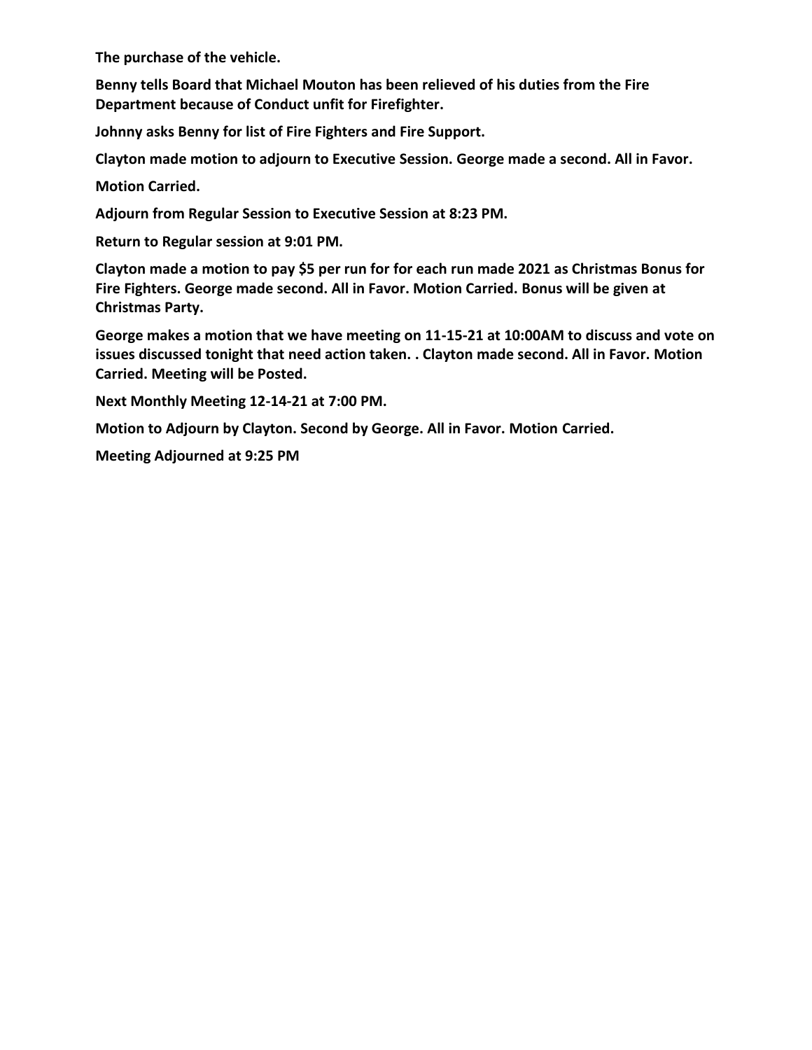**The purchase of the vehicle.**

**Benny tells Board that Michael Mouton has been relieved of his duties from the Fire Department because of Conduct unfit for Firefighter.**

**Johnny asks Benny for list of Fire Fighters and Fire Support.**

**Clayton made motion to adjourn to Executive Session. George made a second. All in Favor.**

**Motion Carried.**

**Adjourn from Regular Session to Executive Session at 8:23 PM.**

**Return to Regular session at 9:01 PM.**

**Clayton made a motion to pay $5 per run for for each run made 2021 as Christmas Bonus for Fire Fighters. George made second. All in Favor. Motion Carried. Bonus will be given at Christmas Party.**

**George makes a motion that we have meeting on 11-15-21 at 10:00AM to discuss and vote on issues discussed tonight that need action taken. . Clayton made second. All in Favor. Motion Carried. Meeting will be Posted.**

**Next Monthly Meeting 12-14-21 at 7:00 PM.**

**Motion to Adjourn by Clayton. Second by George. All in Favor. Motion Carried.**

**Meeting Adjourned at 9:25 PM**